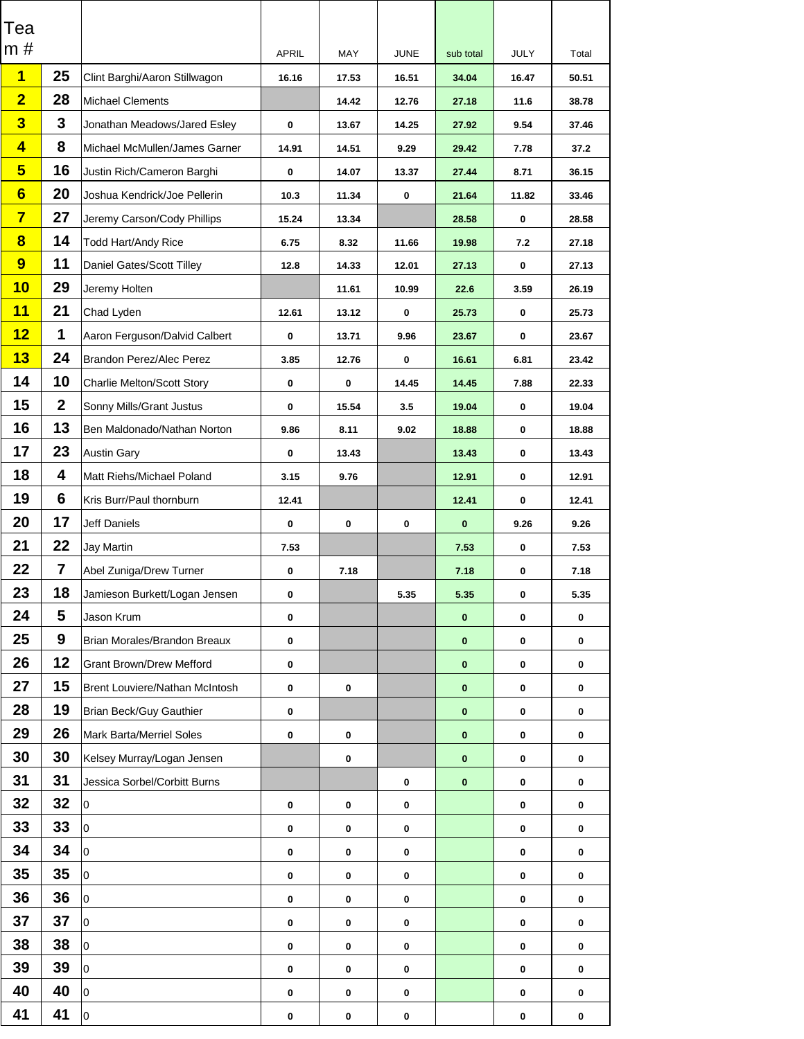| Team # | | | APRIL | MAY | JUNE | sub total | JULY | Total |
|---|---|---|---|---|---|---|---|---|
| 1 | 25 | Clint Barghi/Aaron Stillwagon | 16.16 | 17.53 | 16.51 | 34.04 | 16.47 | 50.51 |
| 2 | 28 | Michael Clements | | 14.42 | 12.76 | 27.18 | 11.6 | 38.78 |
| 3 | 3 | Jonathan Meadows/Jared Esley | 0 | 13.67 | 14.25 | 27.92 | 9.54 | 37.46 |
| 4 | 8 | Michael McMullen/James Garner | 14.91 | 14.51 | 9.29 | 29.42 | 7.78 | 37.2 |
| 5 | 16 | Justin Rich/Cameron Barghi | 0 | 14.07 | 13.37 | 27.44 | 8.71 | 36.15 |
| 6 | 20 | Joshua Kendrick/Joe Pellerin | 10.3 | 11.34 | 0 | 21.64 | 11.82 | 33.46 |
| 7 | 27 | Jeremy Carson/Cody Phillips | 15.24 | 13.34 | | 28.58 | 0 | 28.58 |
| 8 | 14 | Todd Hart/Andy Rice | 6.75 | 8.32 | 11.66 | 19.98 | 7.2 | 27.18 |
| 9 | 11 | Daniel Gates/Scott Tilley | 12.8 | 14.33 | 12.01 | 27.13 | 0 | 27.13 |
| 10 | 29 | Jeremy Holten | | 11.61 | 10.99 | 22.6 | 3.59 | 26.19 |
| 11 | 21 | Chad Lyden | 12.61 | 13.12 | 0 | 25.73 | 0 | 25.73 |
| 12 | 1 | Aaron Ferguson/Dalvid Calbert | 0 | 13.71 | 9.96 | 23.67 | 0 | 23.67 |
| 13 | 24 | Brandon Perez/Alec Perez | 3.85 | 12.76 | 0 | 16.61 | 6.81 | 23.42 |
| 14 | 10 | Charlie Melton/Scott Story | 0 | 0 | 14.45 | 14.45 | 7.88 | 22.33 |
| 15 | 2 | Sonny Mills/Grant Justus | 0 | 15.54 | 3.5 | 19.04 | 0 | 19.04 |
| 16 | 13 | Ben Maldonado/Nathan Norton | 9.86 | 8.11 | 9.02 | 18.88 | 0 | 18.88 |
| 17 | 23 | Austin Gary | 0 | 13.43 | | 13.43 | 0 | 13.43 |
| 18 | 4 | Matt Riehs/Michael Poland | 3.15 | 9.76 | | 12.91 | 0 | 12.91 |
| 19 | 6 | Kris Burr/Paul thornburn | 12.41 | | | 12.41 | 0 | 12.41 |
| 20 | 17 | Jeff Daniels | 0 | 0 | 0 | 0 | 9.26 | 9.26 |
| 21 | 22 | Jay Martin | 7.53 | | | 7.53 | 0 | 7.53 |
| 22 | 7 | Abel Zuniga/Drew Turner | 0 | 7.18 | | 7.18 | 0 | 7.18 |
| 23 | 18 | Jamieson Burkett/Logan Jensen | 0 | | 5.35 | 5.35 | 0 | 5.35 |
| 24 | 5 | Jason Krum | 0 | | | 0 | 0 | 0 |
| 25 | 9 | Brian Morales/Brandon Breaux | 0 | | | 0 | 0 | 0 |
| 26 | 12 | Grant Brown/Drew Mefford | 0 | | | 0 | 0 | 0 |
| 27 | 15 | Brent Louviere/Nathan McIntosh | 0 | 0 | | 0 | 0 | 0 |
| 28 | 19 | Brian Beck/Guy Gauthier | 0 | | | 0 | 0 | 0 |
| 29 | 26 | Mark Barta/Merriel Soles | 0 | 0 | | 0 | 0 | 0 |
| 30 | 30 | Kelsey Murray/Logan Jensen | | 0 | | 0 | 0 | 0 |
| 31 | 31 | Jessica Sorbel/Corbitt Burns | | | 0 | 0 | 0 | 0 |
| 32 | 32 | 0 | 0 | 0 | 0 | | 0 | 0 |
| 33 | 33 | 0 | 0 | 0 | 0 | | 0 | 0 |
| 34 | 34 | 0 | 0 | 0 | 0 | | 0 | 0 |
| 35 | 35 | 0 | 0 | 0 | 0 | | 0 | 0 |
| 36 | 36 | 0 | 0 | 0 | 0 | | 0 | 0 |
| 37 | 37 | 0 | 0 | 0 | 0 | | 0 | 0 |
| 38 | 38 | 0 | 0 | 0 | 0 | | 0 | 0 |
| 39 | 39 | 0 | 0 | 0 | 0 | | 0 | 0 |
| 40 | 40 | 0 | 0 | 0 | 0 | | 0 | 0 |
| 41 | 41 | 0 | 0 | 0 | 0 | | 0 | 0 |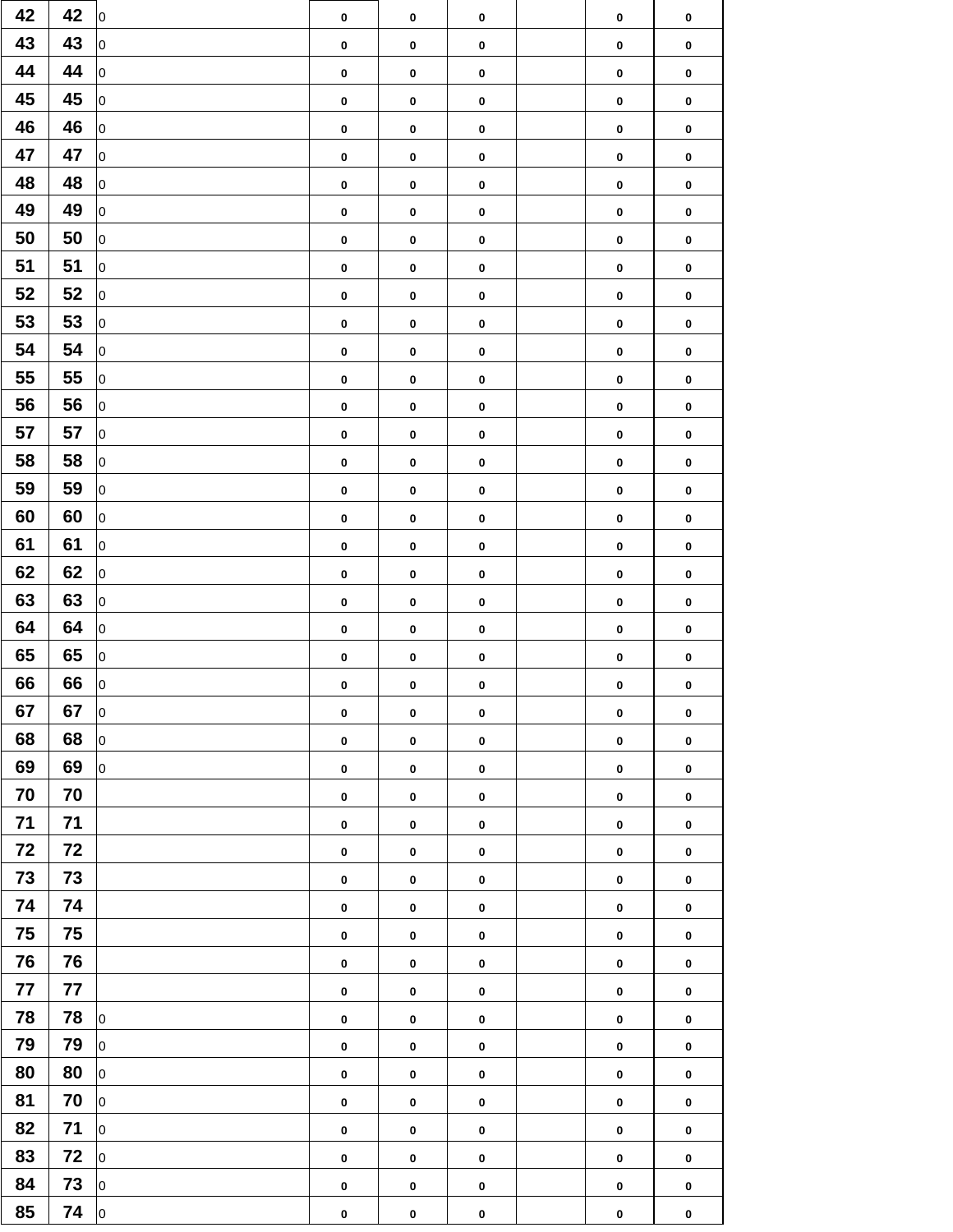| 42 | 42 | 0 | 0 | 0 | 0 | | 0 | 0 |
|---|---|---|---|---|---|---|---|---|
| 43 | 43 | 0 | 0 | 0 | 0 | | 0 | 0 |
| 44 | 44 | 0 | 0 | 0 | 0 | | 0 | 0 |
| 45 | 45 | 0 | 0 | 0 | 0 | | 0 | 0 |
| 46 | 46 | 0 | 0 | 0 | 0 | | 0 | 0 |
| 47 | 47 | 0 | 0 | 0 | 0 | | 0 | 0 |
| 48 | 48 | 0 | 0 | 0 | 0 | | 0 | 0 |
| 49 | 49 | 0 | 0 | 0 | 0 | | 0 | 0 |
| 50 | 50 | 0 | 0 | 0 | 0 | | 0 | 0 |
| 51 | 51 | 0 | 0 | 0 | 0 | | 0 | 0 |
| 52 | 52 | 0 | 0 | 0 | 0 | | 0 | 0 |
| 53 | 53 | 0 | 0 | 0 | 0 | | 0 | 0 |
| 54 | 54 | 0 | 0 | 0 | 0 | | 0 | 0 |
| 55 | 55 | 0 | 0 | 0 | 0 | | 0 | 0 |
| 56 | 56 | 0 | 0 | 0 | 0 | | 0 | 0 |
| 57 | 57 | 0 | 0 | 0 | 0 | | 0 | 0 |
| 58 | 58 | 0 | 0 | 0 | 0 | | 0 | 0 |
| 59 | 59 | 0 | 0 | 0 | 0 | | 0 | 0 |
| 60 | 60 | 0 | 0 | 0 | 0 | | 0 | 0 |
| 61 | 61 | 0 | 0 | 0 | 0 | | 0 | 0 |
| 62 | 62 | 0 | 0 | 0 | 0 | | 0 | 0 |
| 63 | 63 | 0 | 0 | 0 | 0 | | 0 | 0 |
| 64 | 64 | 0 | 0 | 0 | 0 | | 0 | 0 |
| 65 | 65 | 0 | 0 | 0 | 0 | | 0 | 0 |
| 66 | 66 | 0 | 0 | 0 | 0 | | 0 | 0 |
| 67 | 67 | 0 | 0 | 0 | 0 | | 0 | 0 |
| 68 | 68 | 0 | 0 | 0 | 0 | | 0 | 0 |
| 69 | 69 | 0 | 0 | 0 | 0 | | 0 | 0 |
| 70 | 70 | | 0 | 0 | 0 | | 0 | 0 |
| 71 | 71 | | 0 | 0 | 0 | | 0 | 0 |
| 72 | 72 | | 0 | 0 | 0 | | 0 | 0 |
| 73 | 73 | | 0 | 0 | 0 | | 0 | 0 |
| 74 | 74 | | 0 | 0 | 0 | | 0 | 0 |
| 75 | 75 | | 0 | 0 | 0 | | 0 | 0 |
| 76 | 76 | | 0 | 0 | 0 | | 0 | 0 |
| 77 | 77 | | 0 | 0 | 0 | | 0 | 0 |
| 78 | 78 | 0 | 0 | 0 | 0 | | 0 | 0 |
| 79 | 79 | 0 | 0 | 0 | 0 | | 0 | 0 |
| 80 | 80 | 0 | 0 | 0 | 0 | | 0 | 0 |
| 81 | 70 | 0 | 0 | 0 | 0 | | 0 | 0 |
| 82 | 71 | 0 | 0 | 0 | 0 | | 0 | 0 |
| 83 | 72 | 0 | 0 | 0 | 0 | | 0 | 0 |
| 84 | 73 | 0 | 0 | 0 | 0 | | 0 | 0 |
| 85 | 74 | 0 | 0 | 0 | 0 | | 0 | 0 |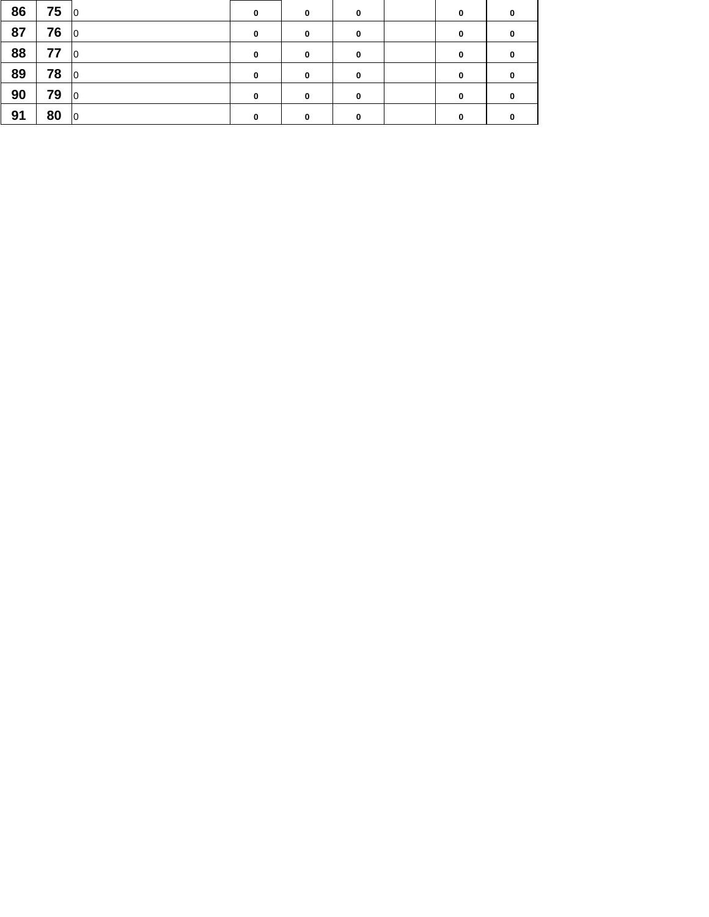| | | | | | | | | |
|---|---|---|---|---|---|---|---|---|
| **86** | **75** | 0 | **0** | **0** | **0** | | **0** | **0** |
| **87** | **76** | 0 | **0** | **0** | **0** | | **0** | **0** |
| **88** | **77** | 0 | **0** | **0** | **0** | | **0** | **0** |
| **89** | **78** | 0 | **0** | **0** | **0** | | **0** | **0** |
| **90** | **79** | 0 | **0** | **0** | **0** | | **0** | **0** |
| **91** | **80** | 0 | **0** | **0** | **0** | | **0** | **0** |